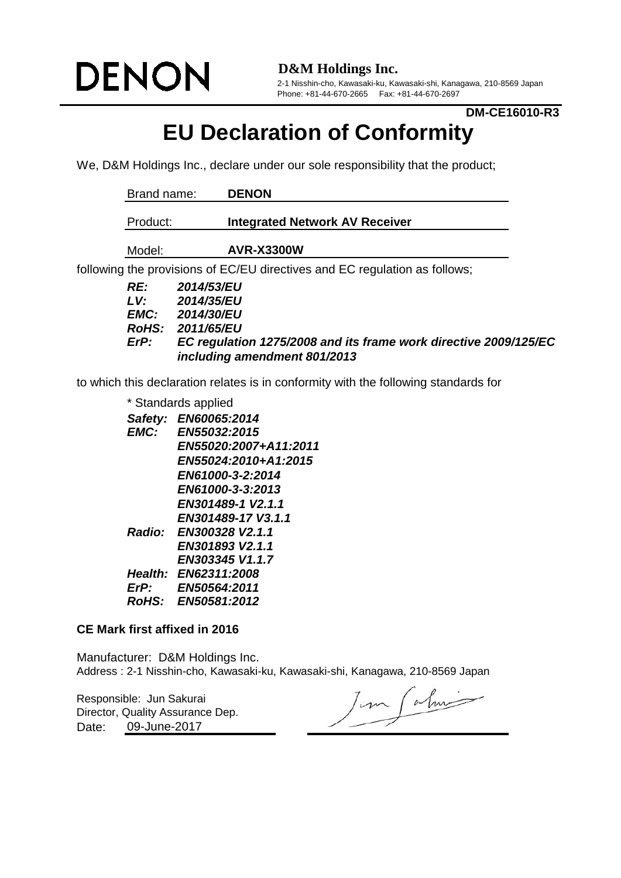DENON

**D&M Holdings Inc.**
2-1 Nisshin-cho, Kawasaki-ku, Kawasaki-shi, Kanagawa, 210-8569 Japan
Phone: +81-44-670-2665 Fax: +81-44-670-2697

**DM-CE16010-R3**

# EU Declaration of Conformity

We, D&M Holdings Inc., declare under our sole responsibility that the product;

Brand name: **DENON**

Product: **Integrated Network AV Receiver**

Model: **AVR-X3300W**

following the provisions of EC/EU directives and EC regulation as follows;

***RE: 2014/53/EU***
***LV: 2014/35/EU***
***EMC: 2014/30/EU***
***RoHS: 2011/65/EU***
***ErP: EC regulation 1275/2008 and its frame work directive 2009/125/EC including amendment 801/2013***

to which this declaration relates is in conformity with the following standards for

\* Standards applied

***Safety: EN60065:2014***
***EMC: EN55032:2015***
***EN55020:2007+A11:2011***
***EN55024:2010+A1:2015***
***EN61000-3-2:2014***
***EN61000-3-3:2013***
***EN301489-1 V2.1.1***
***EN301489-17 V3.1.1***
***Radio: EN300328 V2.1.1***
***EN301893 V2.1.1***
***EN303345 V1.1.7***
***Health: EN62311:2008***
***ErP: EN50564:2011***
***RoHS: EN50581:2012***

**CE Mark first affixed in 2016**

Manufacturer: D&M Holdings Inc.
Address : 2-1 Nisshin-cho, Kawasaki-ku, Kawasaki-shi, Kanagawa, 210-8569 Japan

Responsible: Jun Sakurai
Director, Quality Assurance Dep.
Date: 09-June-2017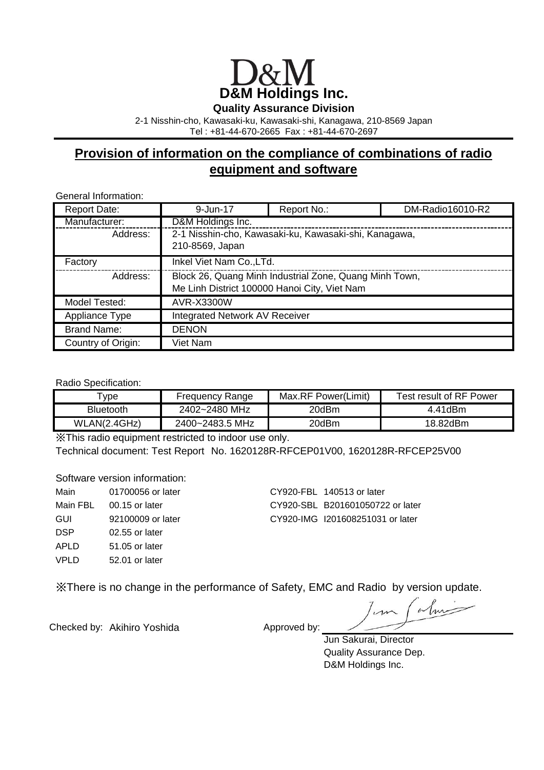# D&M

**D&M Holdings Inc.**

**Quality Assurance Division**

2-1 Nisshin-cho, Kawasaki-ku, Kawasaki-shi, Kanagawa, 210-8569 Japan
Tel : +81-44-670-2665 Fax : +81-44-670-2697

## Provision of information on the compliance of combinations of radio equipment and software

General Information:

| | | | |
|---|---|---|---|
| Report Date: | 9-Jun-17 | Report No.: | DM-Radio16010-R2 |
| Manufacturer: | D&M Holdings Inc. | | |
| Address: | 2-1 Nisshin-cho, Kawasaki-ku, Kawasaki-shi, Kanagawa, 210-8569, Japan | | |
| Factory | Inkel Viet Nam Co.,LTd. | | |
| Address: | Block 26, Quang Minh Industrial Zone, Quang Minh Town, Me Linh District 100000 Hanoi City, Viet Nam | | |
| Model Tested: | AVR-X3300W | | |
| Appliance Type | Integrated Network AV Receiver | | |
| Brand Name: | DENON | | |
| Country of Origin: | Viet Nam | | |

Radio Specification:

| Type | Frequency Range | Max.RF Power(Limit) | Test result of RF Power |
|---|---|---|---|
| Bluetooth | 2402~2480 MHz | 20dBm | 4.41dBm |
| WLAN(2.4GHz) | 2400~2483.5 MHz | 20dBm | 18.82dBm |

※This radio equipment restricted to indoor use only.

Technical document: Test Report No. 1620128R-RFCEP01V00, 1620128R-RFCEP25V00

Software version information:

| | | | |
|---|---|---|---|
| Main | 01700056 or later | CY920-FBL | 140513 or later |
| Main FBL | 00.15 or later | CY920-SBL | B201601050722 or later |
| GUI | 92100009 or later | CY920-IMG | I201608251031 or later |
| DSP | 02.55 or later | | |
| APLD | 51.05 or later | | |
| VPLD | 52.01 or later | | |

※There is no change in the performance of Safety, EMC and Radio by version update.

Checked by: Akihiro Yoshida

Approved by:

Jun Sakurai, Director
Quality Assurance Dep.
D&M Holdings Inc.